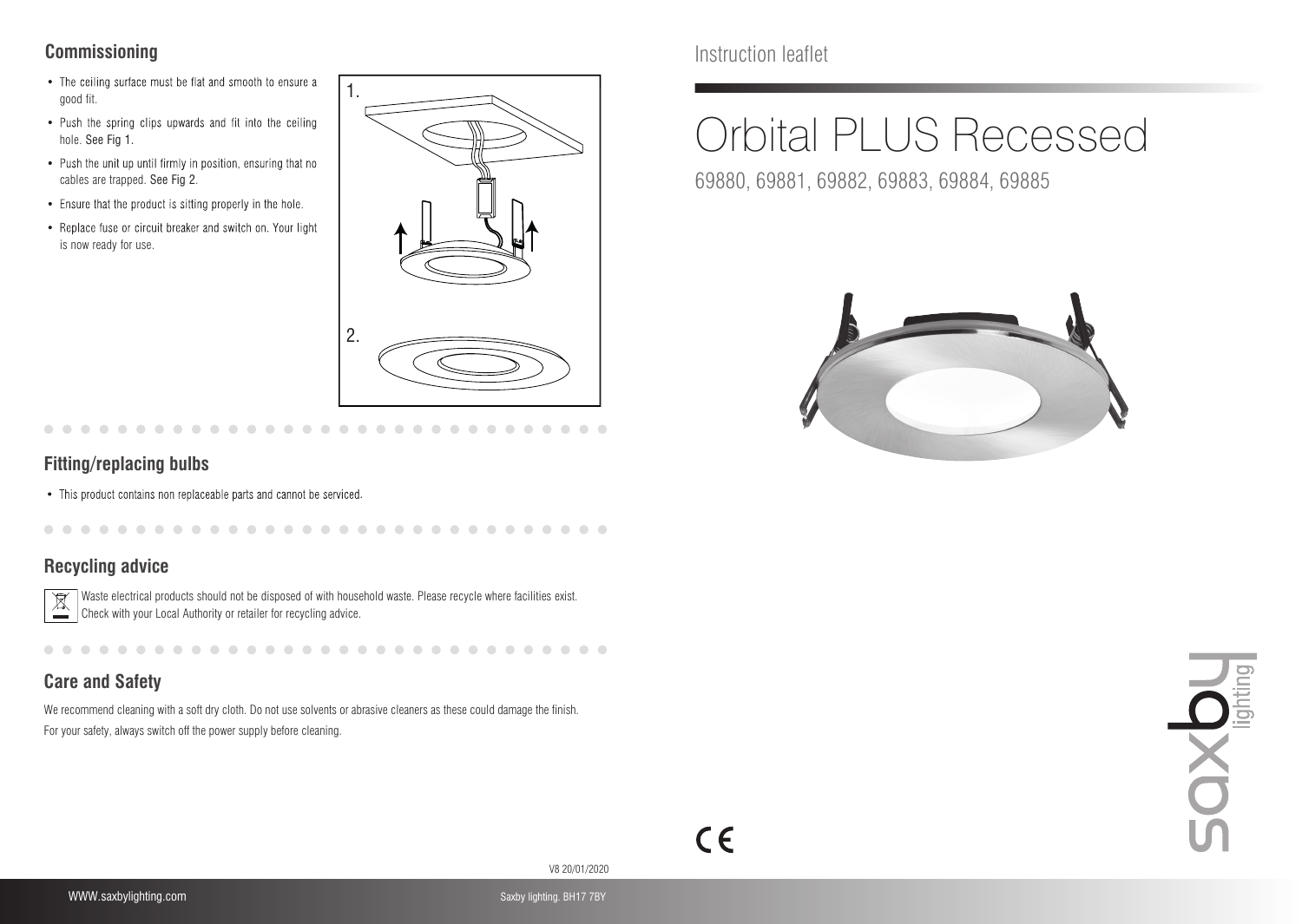Instruction leaflet

# Orbital PLUS Recessed

69880, 69881, 69882, 69883, 69884, 69885

## Commissioning

- The ceiling surface must be flat and smooth to ensure a good fit.
- Push the spring clips upwards and fit into the ceiling hole. See Fig 1.
- Push the unit up until firmly in position, ensuring that no cables are trapped. See Fig 2.
- Ensure that the product is sitting properly in the hole.
- Replace fuse or circuit breaker and switch on. Your light is now ready for use.

1.

2.

## Fitting/replacing bulbs

- This product contains non replaceable parts and cannot be serviced.

## Recycling advice

Waste electrical products should not be disposed of with household waste. Please recycle where facilities exist. Check with your Local Authority or retailer for recycling advice.

## Care and Safety

We recommend cleaning with a soft dry cloth. Do not use solvents or abrasive cleaners as these could damage the finish.
For your safety, always switch off the power supply before cleaning.

CE

V8 20/01/2020

WWW.saxbylighting.com

Saxby lighting. BH17 7BY

saxby lighting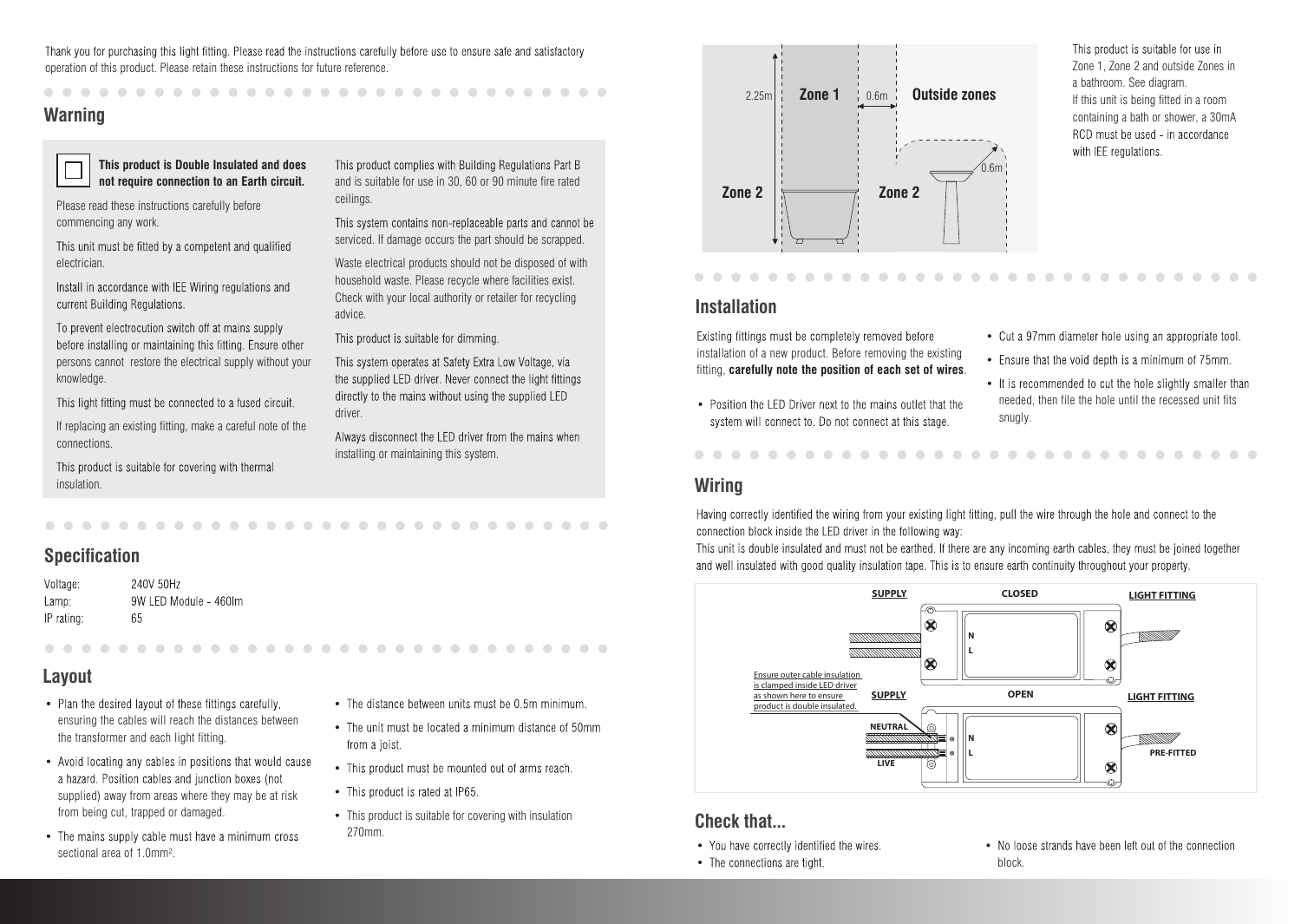Thank you for purchasing this light fitting. Please read the instructions carefully before use to ensure safe and satisfactory operation of this product. Please retain these instructions for future reference.

## Warning

**This product is Double Insulated and does not require connection to an Earth circuit.**

Please read these instructions carefully before commencing any work.

This unit must be fitted by a competent and qualified electrician.

Install in accordance with IEE Wiring regulations and current Building Regulations.

To prevent electrocution switch off at mains supply before installing or maintaining this fitting. Ensure other persons cannot restore the electrical supply without your knowledge.

This light fitting must be connected to a fused circuit.

If replacing an existing fitting, make a careful note of the connections.

This product is suitable for covering with thermal insulation.

This product complies with Building Regulations Part B and is suitable for use in 30, 60 or 90 minute fire rated ceilings.

This system contains non-replaceable parts and cannot be serviced. If damage occurs the part should be scrapped.

Waste electrical products should not be disposed of with household waste. Please recycle where facilities exist. Check with your local authority or retailer for recycling advice.

This product is suitable for dimming.

This system operates at Safety Extra Low Voltage, via the supplied LED driver. Never connect the light fittings directly to the mains without using the supplied LED driver.

Always disconnect the LED driver from the mains when installing or maintaining this system.

## Specification

| | |
|---|---|
| Voltage: | 240V 50Hz |
| Lamp: | 9W LED Module - 460lm |
| IP rating: | 65 |

## Layout

- Plan the desired layout of these fittings carefully, ensuring the cables will reach the distances between the transformer and each light fitting.
- Avoid locating any cables in positions that would cause a hazard. Position cables and junction boxes (not supplied) away from areas where they may be at risk from being cut, trapped or damaged.
- The mains supply cable must have a minimum cross sectional area of 1.0mm².
- The distance between units must be 0.5m minimum.
- The unit must be located a minimum distance of 50mm from a joist.
- This product must be mounted out of arms reach.
- This product is rated at IP65.
- This product is suitable for covering with insulation 270mm.

2.25m
Zone 1
0.6m
Outside zones
0.6m
Zone 2
Zone 2

This product is suitable for use in Zone 1, Zone 2 and outside Zones in a bathroom. See diagram.
If this unit is being fitted in a room containing a bath or shower, a 30mA RCD must be used - in accordance with IEE regulations.

## Installation

Existing fittings must be completely removed before installation of a new product. Before removing the existing fitting, **carefully note the position of each set of wires**.

- Position the LED Driver next to the mains outlet that the system will connect to. Do not connect at this stage.
- Cut a 97mm diameter hole using an appropriate tool.
- Ensure that the void depth is a minimum of 75mm.
- It is recommended to cut the hole slightly smaller than needed, then file the hole until the recessed unit fits snugly.

## Wiring

Having correctly identified the wiring from your existing light fitting, pull the wire through the hole and connect to the connection block inside the LED driver in the following way:

This unit is double insulated and must not be earthed. If there are any incoming earth cables, they must be joined together and well insulated with good quality insulation tape. This is to ensure earth continuity throughout your property.

SUPPLY
CLOSED
LIGHT FITTING
N
L
Ensure outer cable insulation is clamped inside LED driver as shown here to ensure product is double insulated.
SUPPLY
OPEN
LIGHT FITTING
NEUTRAL
N
L
LIVE
PRE-FITTED

## Check that...

- You have correctly identified the wires.
- The connections are tight.
- No loose strands have been left out of the connection block.